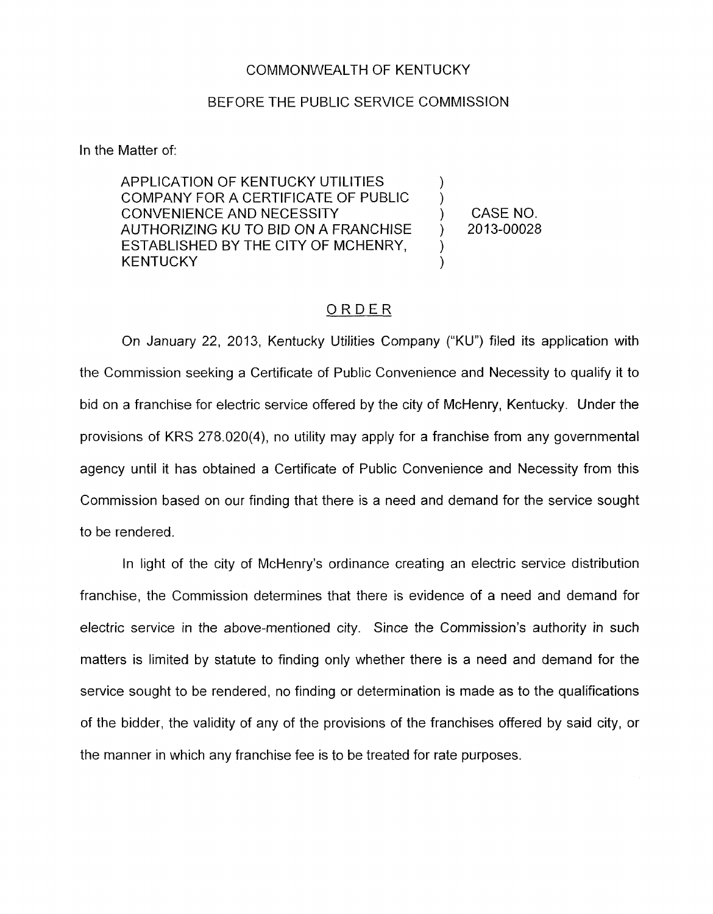COMMONWEALTH OF KENTUCKY

BEFORE THE PUBLIC SERVICE COMMISSION

In the Matter of:

| | | |
|---|---|---|
| APPLICATION OF KENTUCKY UTILITIES COMPANY FOR A CERTIFICATE OF PUBLIC CONVENIENCE AND NECESSITY AUTHORIZING KU TO BID ON A FRANCHISE ESTABLISHED BY THE CITY OF MCHENRY, KENTUCKY | ) | CASE NO. 2013-00028 |

## ORDER

On January 22, 2013, Kentucky Utilities Company ("KU") filed its application with the Commission seeking a Certificate of Public Convenience and Necessity to qualify it to bid on a franchise for electric service offered by the city of McHenry, Kentucky. Under the provisions of KRS 278.020(4), no utility may apply for a franchise from any governmental agency until it has obtained a Certificate of Public Convenience and Necessity from this Commission based on our finding that there is a need and demand for the service sought to be rendered.

In light of the city of McHenry's ordinance creating an electric service distribution franchise, the Commission determines that there is evidence of a need and demand for electric service in the above-mentioned city. Since the Commission's authority in such matters is limited by statute to finding only whether there is a need and demand for the service sought to be rendered, no finding or determination is made as to the qualifications of the bidder, the validity of any of the provisions of the franchises offered by said city, or the manner in which any franchise fee is to be treated for rate purposes.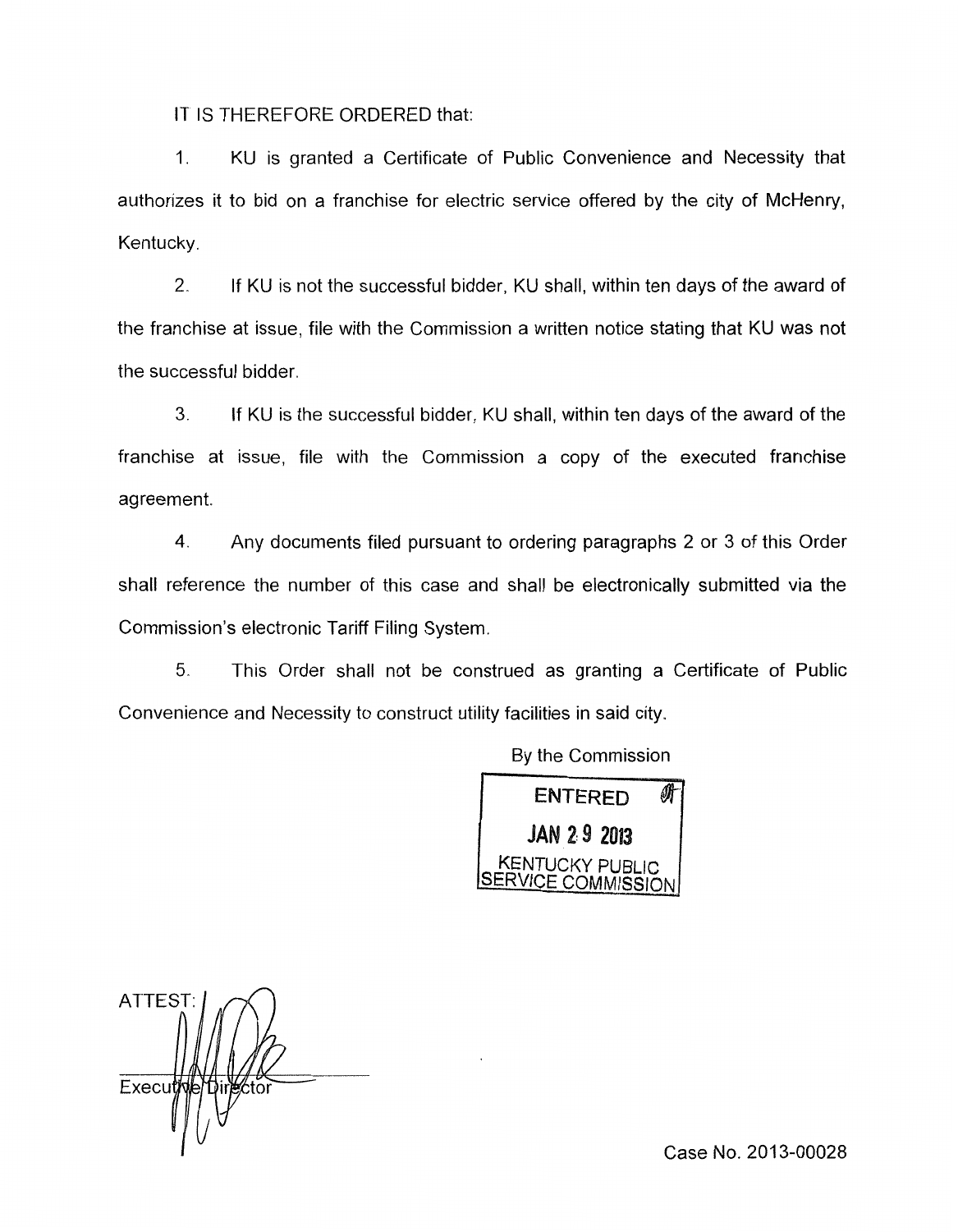IT IS THEREFORE ORDERED that:

1. KU is granted a Certificate of Public Convenience and Necessity that authorizes it to bid on a franchise for electric service offered by the city of McHenry, Kentucky.

2. If KU is not the successful bidder, KU shall, within ten days of the award of the franchise at issue, file with the Commission a written notice stating that KU was not the successful bidder.

3. If KU is the successful bidder, KU shall, within ten days of the award of the franchise at issue, file with the Commission a copy of the executed franchise agreement.

4. Any documents filed pursuant to ordering paragraphs 2 or 3 of this Order shall reference the number of this case and shall be electronically submitted via the Commission's electronic Tariff Filing System.

5. This Order shall not be construed as granting a Certificate of Public Convenience and Necessity to construct utility facilities in said city.

By the Commission

ENTERED
JAN 29 2013
KENTUCKY PUBLIC SERVICE COMMISSION

ATTEST:

Executive Director

Case No. 2013-00028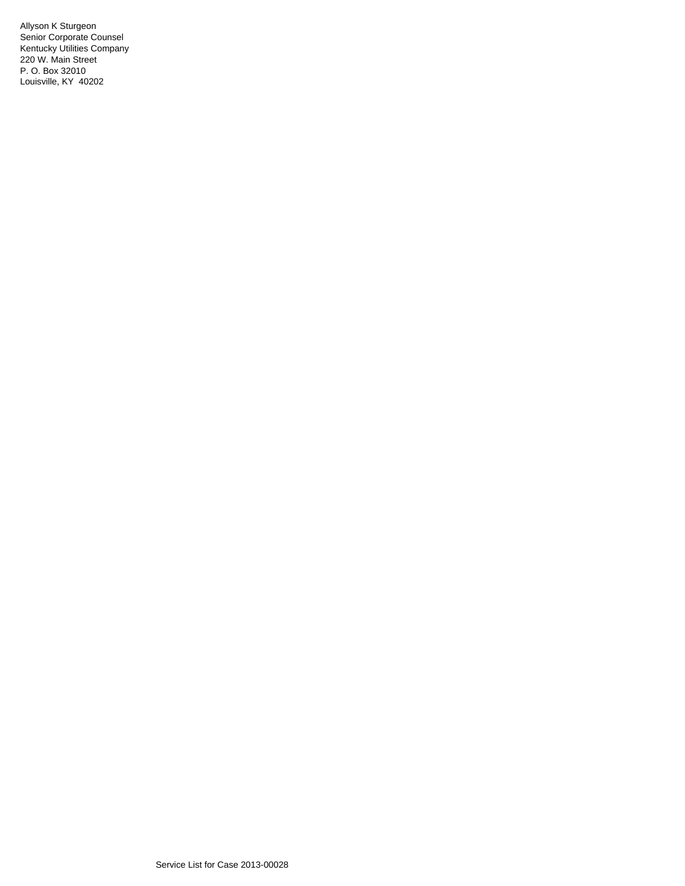Allyson K Sturgeon
Senior Corporate Counsel
Kentucky Utilities Company
220 W. Main Street
P. O. Box 32010
Louisville, KY 40202